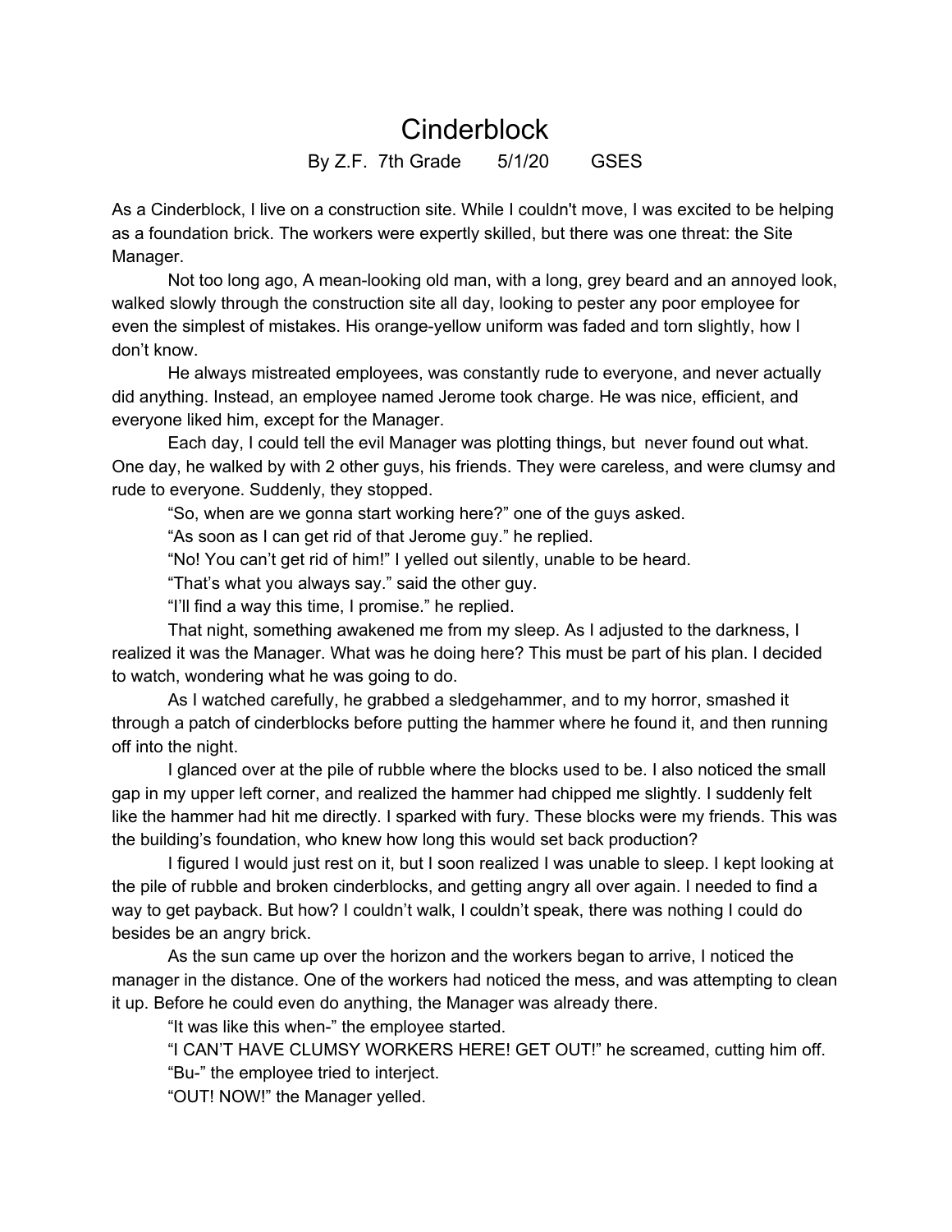# Cinderblock

By Z.F. 7th Grade 5/1/20 GSES

As a Cinderblock, I live on a construction site. While I couldn't move, I was excited to be helping as a foundation brick. The workers were expertly skilled, but there was one threat: the Site Manager.

Not too long ago, A mean-looking old man, with a long, grey beard and an annoyed look, walked slowly through the construction site all day, looking to pester any poor employee for even the simplest of mistakes. His orange-yellow uniform was faded and torn slightly, how I don't know.

He always mistreated employees, was constantly rude to everyone, and never actually did anything. Instead, an employee named Jerome took charge. He was nice, efficient, and everyone liked him, except for the Manager.

Each day, I could tell the evil Manager was plotting things, but never found out what. One day, he walked by with 2 other guys, his friends. They were careless, and were clumsy and rude to everyone. Suddenly, they stopped.

"So, when are we gonna start working here?" one of the guys asked.

"As soon as I can get rid of that Jerome guy." he replied.

"No! You can't get rid of him!" I yelled out silently, unable to be heard.

"That's what you always say." said the other guy.

"I'll find a way this time, I promise." he replied.

That night, something awakened me from my sleep. As I adjusted to the darkness, I realized it was the Manager. What was he doing here? This must be part of his plan. I decided to watch, wondering what he was going to do.

As I watched carefully, he grabbed a sledgehammer, and to my horror, smashed it through a patch of cinderblocks before putting the hammer where he found it, and then running off into the night.

I glanced over at the pile of rubble where the blocks used to be. I also noticed the small gap in my upper left corner, and realized the hammer had chipped me slightly. I suddenly felt like the hammer had hit me directly. I sparked with fury. These blocks were my friends. This was the building's foundation, who knew how long this would set back production?

I figured I would just rest on it, but I soon realized I was unable to sleep. I kept looking at the pile of rubble and broken cinderblocks, and getting angry all over again. I needed to find a way to get payback. But how? I couldn't walk, I couldn't speak, there was nothing I could do besides be an angry brick.

As the sun came up over the horizon and the workers began to arrive, I noticed the manager in the distance. One of the workers had noticed the mess, and was attempting to clean it up. Before he could even do anything, the Manager was already there.

"It was like this when-" the employee started.

"I CAN'T HAVE CLUMSY WORKERS HERE! GET OUT!" he screamed, cutting him off.

"Bu-" the employee tried to interject.

"OUT! NOW!" the Manager yelled.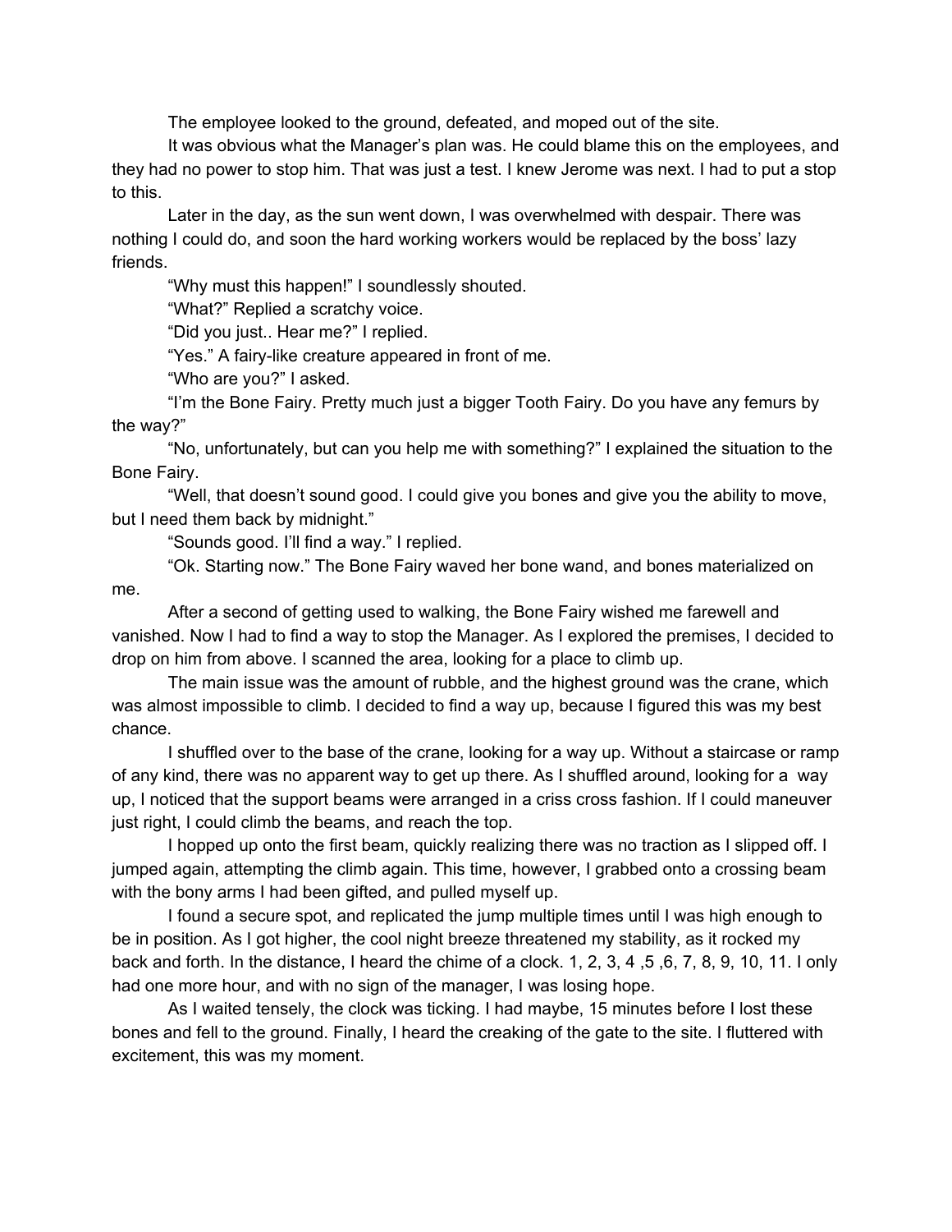The employee looked to the ground, defeated, and moped out of the site.

It was obvious what the Manager's plan was. He could blame this on the employees, and they had no power to stop him. That was just a test. I knew Jerome was next. I had to put a stop to this.

Later in the day, as the sun went down, I was overwhelmed with despair. There was nothing I could do, and soon the hard working workers would be replaced by the boss' lazy friends.

"Why must this happen!" I soundlessly shouted.

"What?" Replied a scratchy voice.

"Did you just.. Hear me?" I replied.

"Yes." A fairy-like creature appeared in front of me.

"Who are you?" I asked.

"I'm the Bone Fairy. Pretty much just a bigger Tooth Fairy. Do you have any femurs by the way?"

"No, unfortunately, but can you help me with something?" I explained the situation to the Bone Fairy.

"Well, that doesn't sound good. I could give you bones and give you the ability to move, but I need them back by midnight."

"Sounds good. I'll find a way." I replied.

"Ok. Starting now." The Bone Fairy waved her bone wand, and bones materialized on me.

After a second of getting used to walking, the Bone Fairy wished me farewell and vanished. Now I had to find a way to stop the Manager. As I explored the premises, I decided to drop on him from above. I scanned the area, looking for a place to climb up.

The main issue was the amount of rubble, and the highest ground was the crane, which was almost impossible to climb. I decided to find a way up, because I figured this was my best chance.

I shuffled over to the base of the crane, looking for a way up. Without a staircase or ramp of any kind, there was no apparent way to get up there. As I shuffled around, looking for a way up, I noticed that the support beams were arranged in a criss cross fashion. If I could maneuver just right, I could climb the beams, and reach the top.

I hopped up onto the first beam, quickly realizing there was no traction as I slipped off. I jumped again, attempting the climb again. This time, however, I grabbed onto a crossing beam with the bony arms I had been gifted, and pulled myself up.

I found a secure spot, and replicated the jump multiple times until I was high enough to be in position. As I got higher, the cool night breeze threatened my stability, as it rocked my back and forth. In the distance, I heard the chime of a clock. 1, 2, 3, 4 ,5 ,6, 7, 8, 9, 10, 11. I only had one more hour, and with no sign of the manager, I was losing hope.

As I waited tensely, the clock was ticking. I had maybe, 15 minutes before I lost these bones and fell to the ground. Finally, I heard the creaking of the gate to the site. I fluttered with excitement, this was my moment.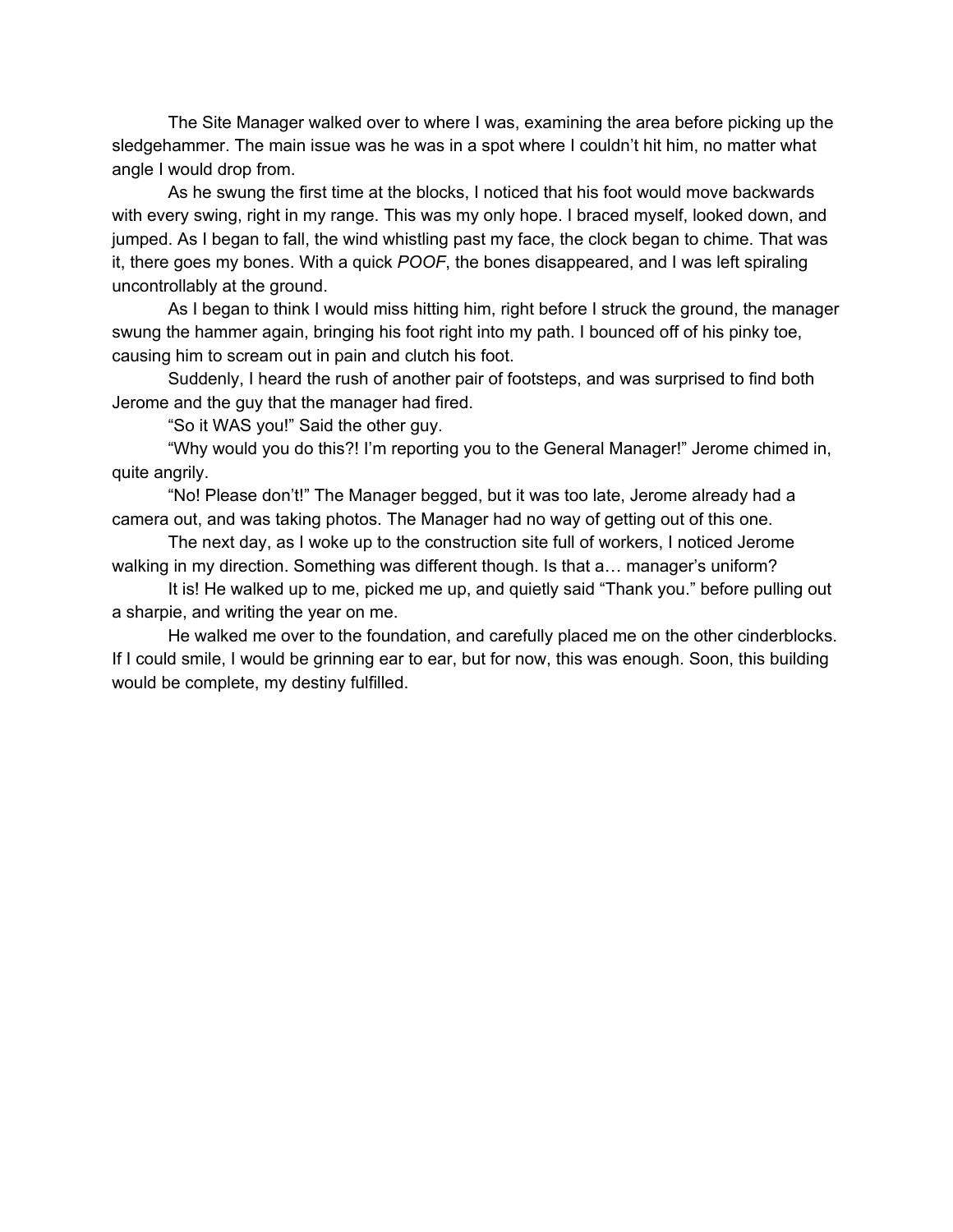The Site Manager walked over to where I was, examining the area before picking up the sledgehammer. The main issue was he was in a spot where I couldn't hit him, no matter what angle I would drop from.

As he swung the first time at the blocks, I noticed that his foot would move backwards with every swing, right in my range. This was my only hope. I braced myself, looked down, and jumped. As I began to fall, the wind whistling past my face, the clock began to chime. That was it, there goes my bones. With a quick *POOF*, the bones disappeared, and I was left spiraling uncontrollably at the ground.

As I began to think I would miss hitting him, right before I struck the ground, the manager swung the hammer again, bringing his foot right into my path. I bounced off of his pinky toe, causing him to scream out in pain and clutch his foot.

Suddenly, I heard the rush of another pair of footsteps, and was surprised to find both Jerome and the guy that the manager had fired.

"So it WAS you!" Said the other guy.

"Why would you do this?! I'm reporting you to the General Manager!" Jerome chimed in, quite angrily.

"No! Please don't!" The Manager begged, but it was too late, Jerome already had a camera out, and was taking photos. The Manager had no way of getting out of this one.

The next day, as I woke up to the construction site full of workers, I noticed Jerome walking in my direction. Something was different though. Is that a… manager's uniform?

It is! He walked up to me, picked me up, and quietly said "Thank you." before pulling out a sharpie, and writing the year on me.

He walked me over to the foundation, and carefully placed me on the other cinderblocks. If I could smile, I would be grinning ear to ear, but for now, this was enough. Soon, this building would be complete, my destiny fulfilled.